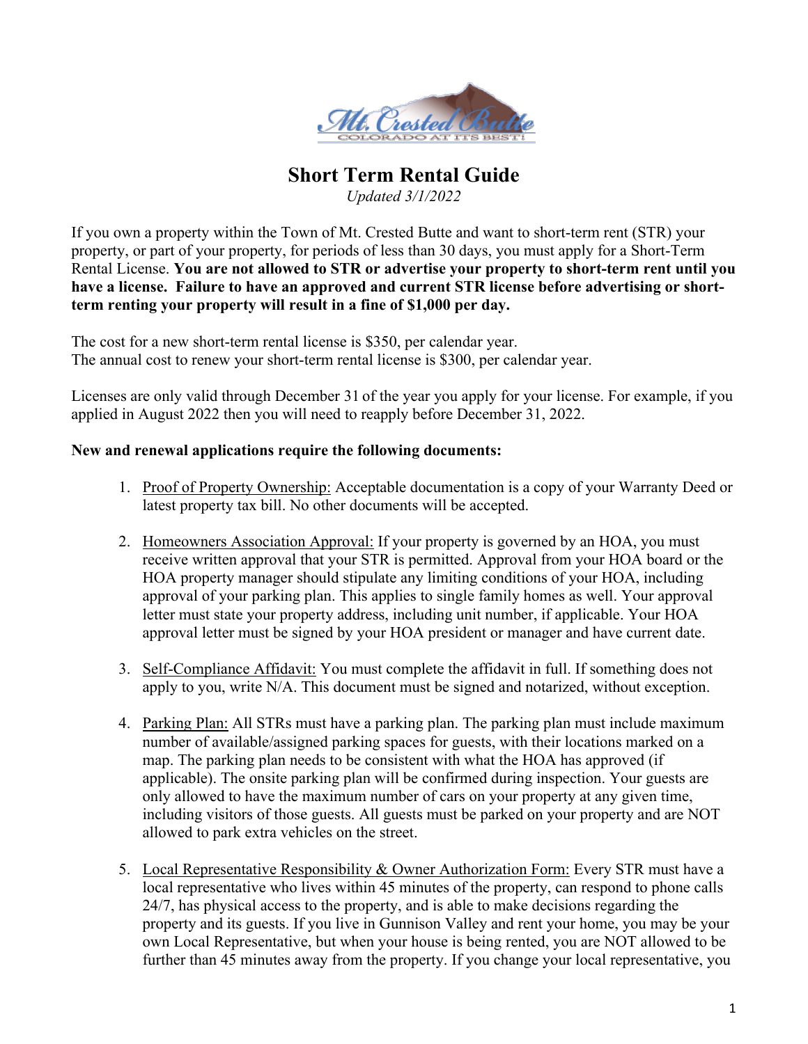# Short Term Rental Guide

*Updated 3/1/2022*

If you own a property within the Town of Mt. Crested Butte and want to short-term rent (STR) your property, or part of your property, for periods of less than 30 days, you must apply for a Short-Term Rental License. **You are not allowed to STR or advertise your property to short-term rent until you have a license. Failure to have an approved and current STR license before advertising or short-term renting your property will result in a fine of $1,000 per day.**

The cost for a new short-term rental license is $350, per calendar year.
The annual cost to renew your short-term rental license is $300, per calendar year.

Licenses are only valid through December 31 of the year you apply for your license. For example, if you applied in August 2022 then you will need to reapply before December 31, 2022.

**New and renewal applications require the following documents:**

1. Proof of Property Ownership: Acceptable documentation is a copy of your Warranty Deed or latest property tax bill. No other documents will be accepted.

2. Homeowners Association Approval: If your property is governed by an HOA, you must receive written approval that your STR is permitted. Approval from your HOA board or the HOA property manager should stipulate any limiting conditions of your HOA, including approval of your parking plan. This applies to single family homes as well. Your approval letter must state your property address, including unit number, if applicable. Your HOA approval letter must be signed by your HOA president or manager and have current date.

3. Self-Compliance Affidavit: You must complete the affidavit in full. If something does not apply to you, write N/A. This document must be signed and notarized, without exception.

4. Parking Plan: All STRs must have a parking plan. The parking plan must include maximum number of available/assigned parking spaces for guests, with their locations marked on a map. The parking plan needs to be consistent with what the HOA has approved (if applicable). The onsite parking plan will be confirmed during inspection. Your guests are only allowed to have the maximum number of cars on your property at any given time, including visitors of those guests. All guests must be parked on your property and are NOT allowed to park extra vehicles on the street.

5. Local Representative Responsibility & Owner Authorization Form: Every STR must have a local representative who lives within 45 minutes of the property, can respond to phone calls 24/7, has physical access to the property, and is able to make decisions regarding the property and its guests. If you live in Gunnison Valley and rent your home, you may be your own Local Representative, but when your house is being rented, you are NOT allowed to be further than 45 minutes away from the property. If you change your local representative, you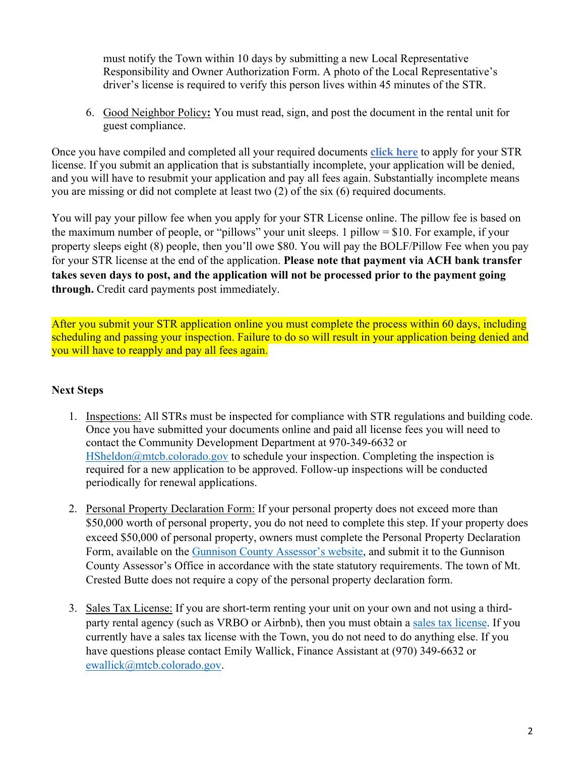must notify the Town within 10 days by submitting a new Local Representative Responsibility and Owner Authorization Form. A photo of the Local Representative's driver's license is required to verify this person lives within 45 minutes of the STR.

6. Good Neighbor Policy**:** You must read, sign, and post the document in the rental unit for guest compliance.

Once you have compiled and completed all your required documents **click here** to apply for your STR license. If you submit an application that is substantially incomplete, your application will be denied, and you will have to resubmit your application and pay all fees again. Substantially incomplete means you are missing or did not complete at least two (2) of the six (6) required documents.

You will pay your pillow fee when you apply for your STR License online. The pillow fee is based on the maximum number of people, or "pillows" your unit sleeps. 1 pillow = $10. For example, if your property sleeps eight (8) people, then you'll owe $80. You will pay the BOLF/Pillow Fee when you pay for your STR license at the end of the application. **Please note that payment via ACH bank transfer takes seven days to post, and the application will not be processed prior to the payment going through.** Credit card payments post immediately.

After you submit your STR application online you must complete the process within 60 days, including scheduling and passing your inspection. Failure to do so will result in your application being denied and you will have to reapply and pay all fees again.

**Next Steps**

1. Inspections: All STRs must be inspected for compliance with STR regulations and building code. Once you have submitted your documents online and paid all license fees you will need to contact the Community Development Department at 970-349-6632 or HSheldon@mtcb.colorado.gov to schedule your inspection. Completing the inspection is required for a new application to be approved. Follow-up inspections will be conducted periodically for renewal applications.

2. Personal Property Declaration Form: If your personal property does not exceed more than $50,000 worth of personal property, you do not need to complete this step. If your property does exceed $50,000 of personal property, owners must complete the Personal Property Declaration Form, available on the Gunnison County Assessor's website, and submit it to the Gunnison County Assessor's Office in accordance with the state statutory requirements. The town of Mt. Crested Butte does not require a copy of the personal property declaration form.

3. Sales Tax License: If you are short-term renting your unit on your own and not using a third-party rental agency (such as VRBO or Airbnb), then you must obtain a sales tax license. If you currently have a sales tax license with the Town, you do not need to do anything else. If you have questions please contact Emily Wallick, Finance Assistant at (970) 349-6632 or ewallick@mtcb.colorado.gov.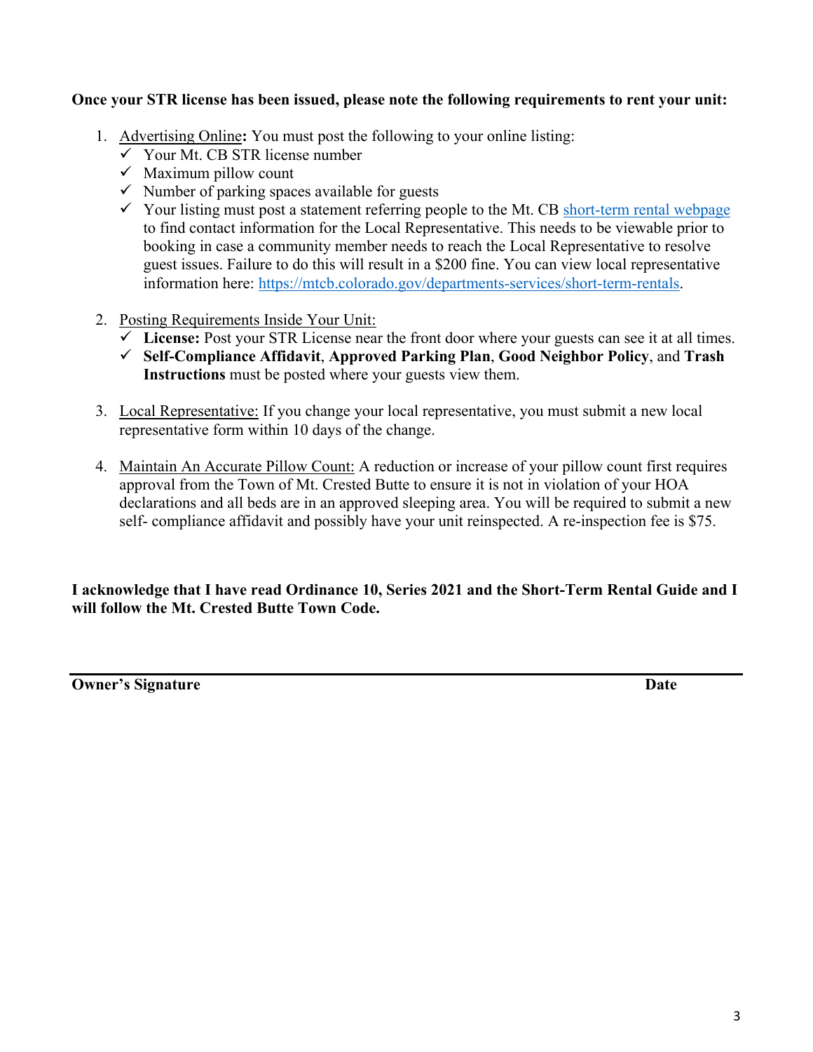**Once your STR license has been issued, please note the following requirements to rent your unit:**

1. Advertising Online**:** You must post the following to your online listing:
   - ✓ Your Mt. CB STR license number
   - ✓ Maximum pillow count
   - ✓ Number of parking spaces available for guests
   - ✓ Your listing must post a statement referring people to the Mt. CB [short-term rental webpage](https://mtcb.colorado.gov/departments-services/short-term-rentals) to find contact information for the Local Representative. This needs to be viewable prior to booking in case a community member needs to reach the Local Representative to resolve guest issues. Failure to do this will result in a $200 fine. You can view local representative information here: https://mtcb.colorado.gov/departments-services/short-term-rentals.

2. Posting Requirements Inside Your Unit:
   - ✓ **License:** Post your STR License near the front door where your guests can see it at all times.
   - ✓ **Self-Compliance Affidavit**, **Approved Parking Plan**, **Good Neighbor Policy**, and **Trash Instructions** must be posted where your guests view them.

3. Local Representative: If you change your local representative, you must submit a new local representative form within 10 days of the change.

4. Maintain An Accurate Pillow Count: A reduction or increase of your pillow count first requires approval from the Town of Mt. Crested Butte to ensure it is not in violation of your HOA declarations and all beds are in an approved sleeping area. You will be required to submit a new self- compliance affidavit and possibly have your unit reinspected. A re-inspection fee is $75.

**I acknowledge that I have read Ordinance 10, Series 2021 and the Short-Term Rental Guide and I will follow the Mt. Crested Butte Town Code.**

______________________________________________________________________

**Owner's Signature** **Date**